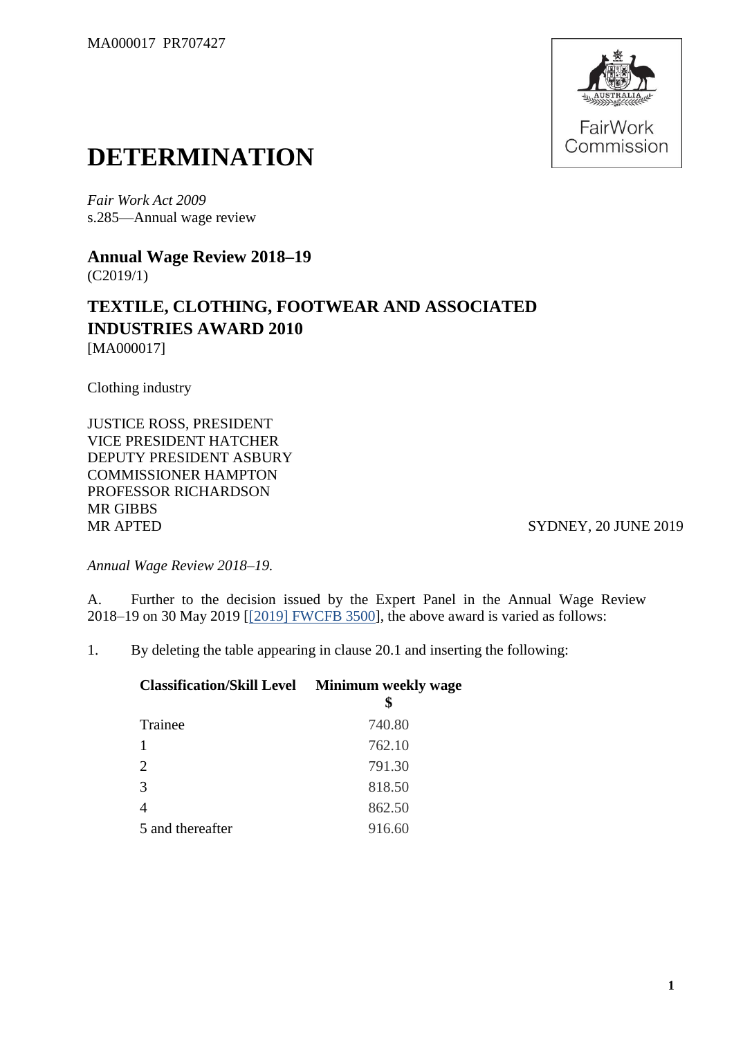MA000017 PR707427

# DETERMINATION

*Fair Work Act 2009*
s.285—Annual wage review

## Annual Wage Review 2018–19

(C2019/1)

## TEXTILE, CLOTHING, FOOTWEAR AND ASSOCIATED INDUSTRIES AWARD 2010

[MA000017]

Clothing industry

JUSTICE ROSS, PRESIDENT
VICE PRESIDENT HATCHER
DEPUTY PRESIDENT ASBURY
COMMISSIONER HAMPTON
PROFESSOR RICHARDSON
MR GIBBS
MR APTED

SYDNEY, 20 JUNE 2019

*Annual Wage Review 2018–19.*

A. Further to the decision issued by the Expert Panel in the Annual Wage Review 2018–19 on 30 May 2019 [[2019] FWCFB 3500], the above award is varied as follows:

1. By deleting the table appearing in clause 20.1 and inserting the following:

| Classification/Skill Level | Minimum weekly wage<br>$ |
|---|---|
| Trainee | 740.80 |
| 1 | 762.10 |
| 2 | 791.30 |
| 3 | 818.50 |
| 4 | 862.50 |
| 5 and thereafter | 916.60 |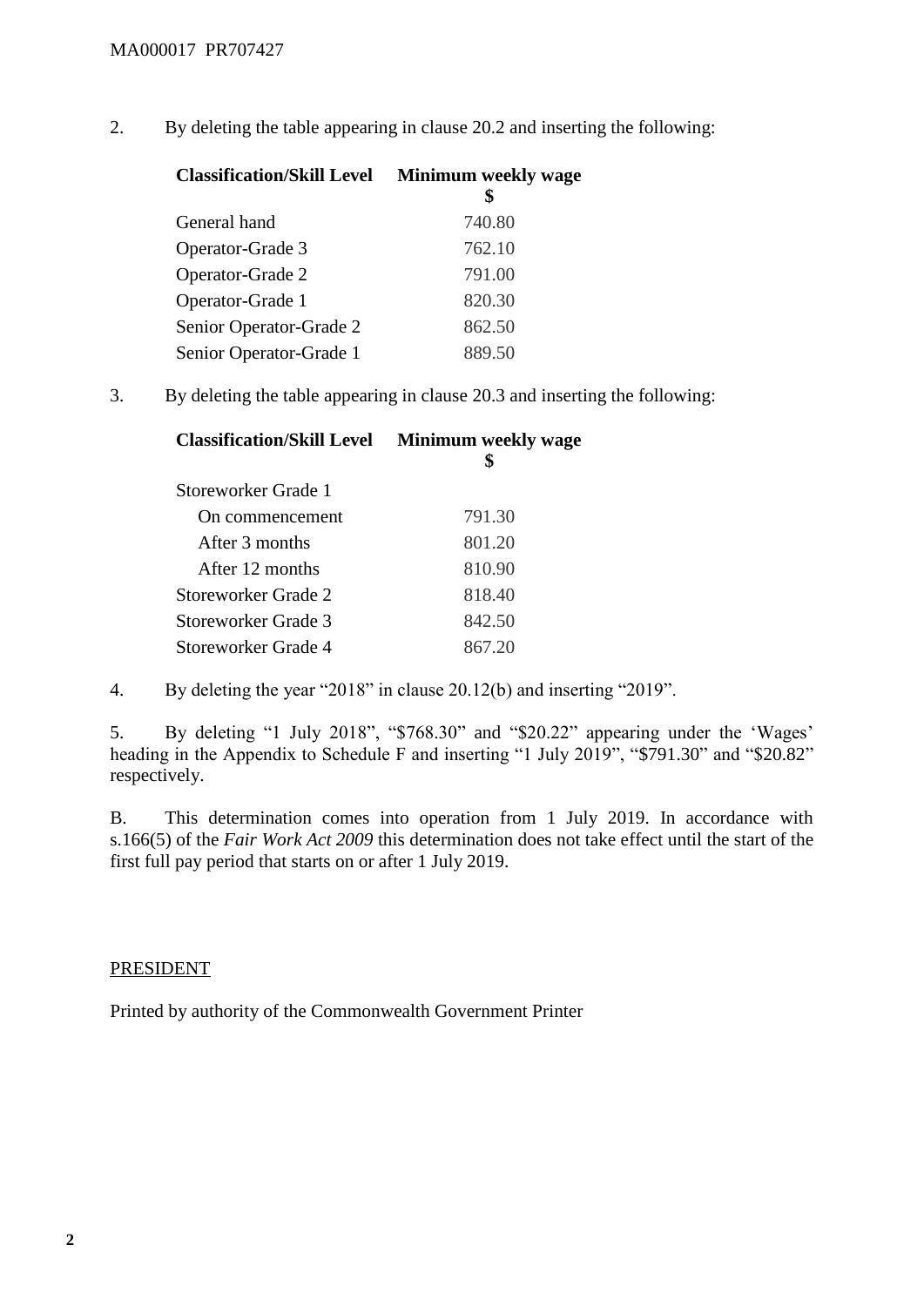2. By deleting the table appearing in clause 20.2 and inserting the following:

| Classification/Skill Level | Minimum weekly wage $ |
|---|---|
| General hand | 740.80 |
| Operator-Grade 3 | 762.10 |
| Operator-Grade 2 | 791.00 |
| Operator-Grade 1 | 820.30 |
| Senior Operator-Grade 2 | 862.50 |
| Senior Operator-Grade 1 | 889.50 |

3. By deleting the table appearing in clause 20.3 and inserting the following:

| Classification/Skill Level | Minimum weekly wage $ |
|---|---|
| Storeworker Grade 1 | |
| On commencement | 791.30 |
| After 3 months | 801.20 |
| After 12 months | 810.90 |
| Storeworker Grade 2 | 818.40 |
| Storeworker Grade 3 | 842.50 |
| Storeworker Grade 4 | 867.20 |

4. By deleting the year "2018" in clause 20.12(b) and inserting "2019".

5. By deleting "1 July 2018", "$768.30" and "$20.22" appearing under the 'Wages' heading in the Appendix to Schedule F and inserting "1 July 2019", "$791.30" and "$20.82" respectively.

B. This determination comes into operation from 1 July 2019. In accordance with s.166(5) of the *Fair Work Act 2009* this determination does not take effect until the start of the first full pay period that starts on or after 1 July 2019.

PRESIDENT

Printed by authority of the Commonwealth Government Printer